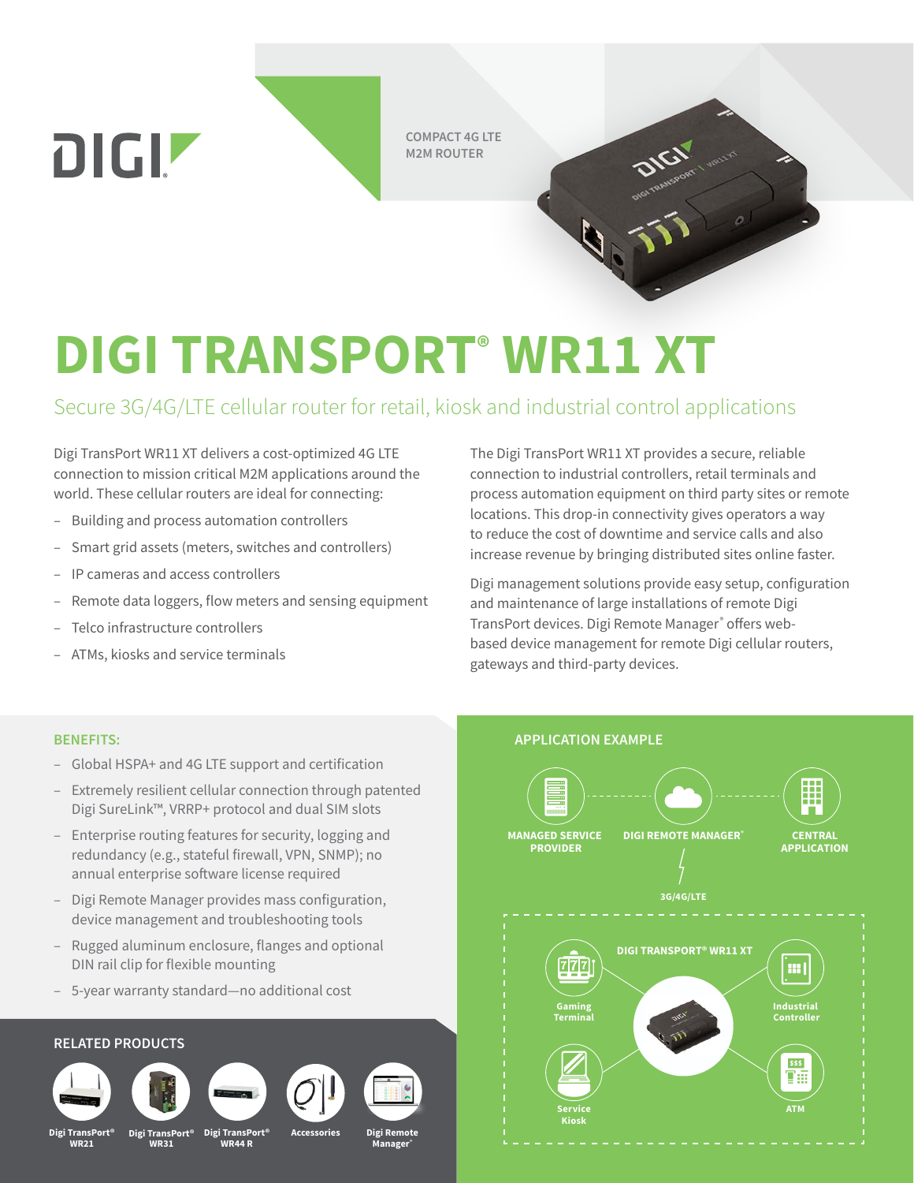COMPACT 4G LTE M2M ROUTER

# DIGI TRANSPORT® WR11 XT

## Secure 3G/4G/LTE cellular router for retail, kiosk and industrial control applications

Digi TransPort WR11 XT delivers a cost-optimized 4G LTE connection to mission critical M2M applications around the world. These cellular routers are ideal for connecting:

- Building and process automation controllers
- Smart grid assets (meters, switches and controllers)
- IP cameras and access controllers
- Remote data loggers, flow meters and sensing equipment
- Telco infrastructure controllers
- ATMs, kiosks and service terminals

The Digi TransPort WR11 XT provides a secure, reliable connection to industrial controllers, retail terminals and process automation equipment on third party sites or remote locations. This drop-in connectivity gives operators a way to reduce the cost of downtime and service calls and also increase revenue by bringing distributed sites online faster.

Digi management solutions provide easy setup, configuration and maintenance of large installations of remote Digi TransPort devices. Digi Remote Manager® offers web-based device management for remote Digi cellular routers, gateways and third-party devices.

### BENEFITS:

- Global HSPA+ and 4G LTE support and certification
- Extremely resilient cellular connection through patented Digi SureLink™, VRRP+ protocol and dual SIM slots
- Enterprise routing features for security, logging and redundancy (e.g., stateful firewall, VPN, SNMP); no annual enterprise software license required
- Digi Remote Manager provides mass configuration, device management and troubleshooting tools
- Rugged aluminum enclosure, flanges and optional DIN rail clip for flexible mounting
- 5-year warranty standard—no additional cost

### APPLICATION EXAMPLE

MANAGED SERVICE PROVIDER — DIGI REMOTE MANAGER® — CENTRAL APPLICATION

3G/4G/LTE

DIGI TRANSPORT® WR11 XT: Gaming Terminal, Industrial Controller, Service Kiosk, ATM

### RELATED PRODUCTS

- Digi TransPort® WR21
- Digi TransPort® WR31
- Digi TransPort® WR44 R
- Accessories
- Digi Remote Manager®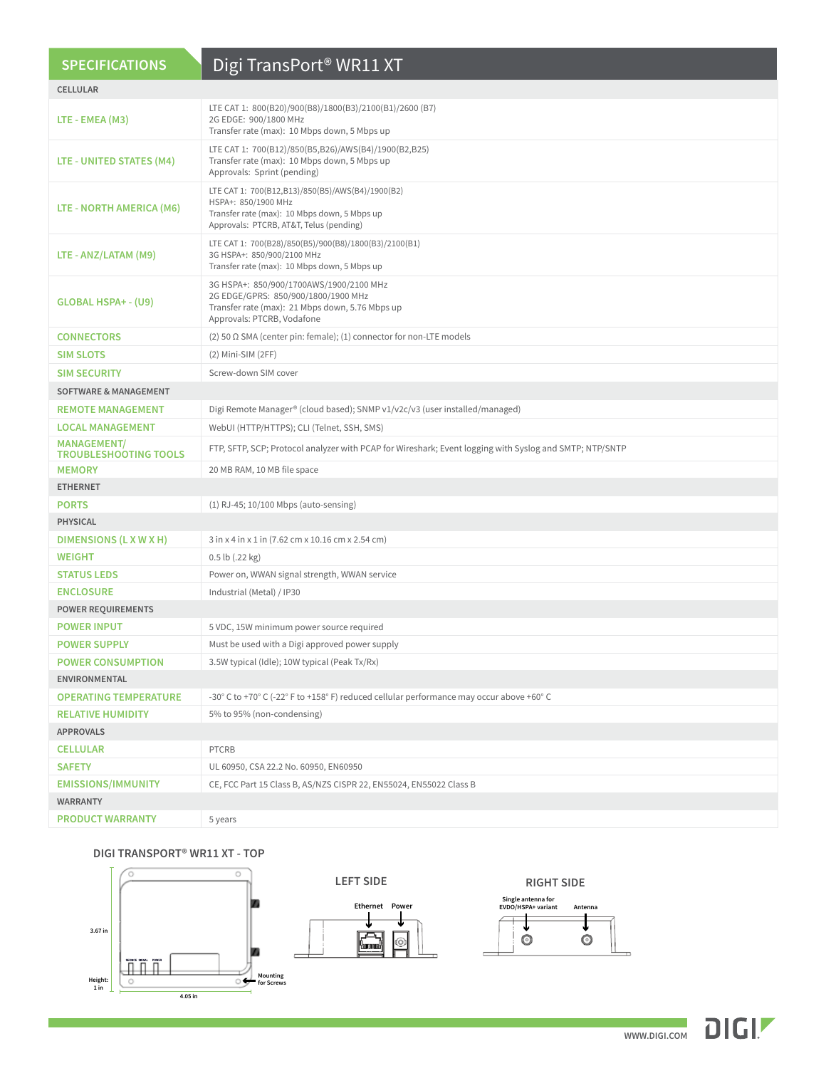| SPECIFICATIONS | Digi TransPort® WR11 XT |
|---|---|
| **CELLULAR** | |
| LTE - EMEA (M3) | LTE CAT 1: 800(B20)/900(B8)/1800(B3)/2100(B1)/2600 (B7)<br>2G EDGE: 900/1800 MHz<br>Transfer rate (max): 10 Mbps down, 5 Mbps up |
| LTE - UNITED STATES (M4) | LTE CAT 1: 700(B12)/850(B5,B26)/AWS(B4)/1900(B2,B25)<br>Transfer rate (max): 10 Mbps down, 5 Mbps up<br>Approvals: Sprint (pending) |
| LTE - NORTH AMERICA (M6) | LTE CAT 1: 700(B12,B13)/850(B5)/AWS(B4)/1900(B2)<br>HSPA+: 850/1900 MHz<br>Transfer rate (max): 10 Mbps down, 5 Mbps up<br>Approvals: PTCRB, AT&T, Telus (pending) |
| LTE - ANZ/LATAM (M9) | LTE CAT 1: 700(B28)/850(B5)/900(B8)/1800(B3)/2100(B1)<br>3G HSPA+: 850/900/2100 MHz<br>Transfer rate (max): 10 Mbps down, 5 Mbps up |
| GLOBAL HSPA+ - (U9) | 3G HSPA+: 850/900/1700AWS/1900/2100 MHz<br>2G EDGE/GPRS: 850/900/1800/1900 MHz<br>Transfer rate (max): 21 Mbps down, 5.76 Mbps up<br>Approvals: PTCRB, Vodafone |
| CONNECTORS | (2) 50 Ω SMA (center pin: female); (1) connector for non-LTE models |
| SIM SLOTS | (2) Mini-SIM (2FF) |
| SIM SECURITY | Screw-down SIM cover |
| **SOFTWARE & MANAGEMENT** | |
| REMOTE MANAGEMENT | Digi Remote Manager® (cloud based); SNMP v1/v2c/v3 (user installed/managed) |
| LOCAL MANAGEMENT | WebUI (HTTP/HTTPS); CLI (Telnet, SSH, SMS) |
| MANAGEMENT/ TROUBLESHOOTING TOOLS | FTP, SFTP, SCP; Protocol analyzer with PCAP for Wireshark; Event logging with Syslog and SMTP; NTP/SNTP |
| MEMORY | 20 MB RAM, 10 MB file space |
| **ETHERNET** | |
| PORTS | (1) RJ-45; 10/100 Mbps (auto-sensing) |
| **PHYSICAL** | |
| DIMENSIONS (L X W X H) | 3 in x 4 in x 1 in (7.62 cm x 10.16 cm x 2.54 cm) |
| WEIGHT | 0.5 lb (.22 kg) |
| STATUS LEDS | Power on, WWAN signal strength, WWAN service |
| ENCLOSURE | Industrial (Metal) / IP30 |
| **POWER REQUIREMENTS** | |
| POWER INPUT | 5 VDC, 15W minimum power source required |
| POWER SUPPLY | Must be used with a Digi approved power supply |
| POWER CONSUMPTION | 3.5W typical (Idle); 10W typical (Peak Tx/Rx) |
| **ENVIRONMENTAL** | |
| OPERATING TEMPERATURE | -30° C to +70° C (-22° F to +158° F) reduced cellular performance may occur above +60° C |
| RELATIVE HUMIDITY | 5% to 95% (non-condensing) |
| **APPROVALS** | |
| CELLULAR | PTCRB |
| SAFETY | UL 60950, CSA 22.2 No. 60950, EN60950 |
| EMISSIONS/IMMUNITY | CE, FCC Part 15 Class B, AS/NZS CISPR 22, EN55024, EN55022 Class B |
| **WARRANTY** | |
| PRODUCT WARRANTY | 5 years |

### DIGI TRANSPORT® WR11 XT - TOP

3.67 in

Height: 1 in

4.05 in

Mounting for Screws

### LEFT SIDE

Ethernet Power

### RIGHT SIDE

Single antenna for EVDO/HSPA+ variant

Antenna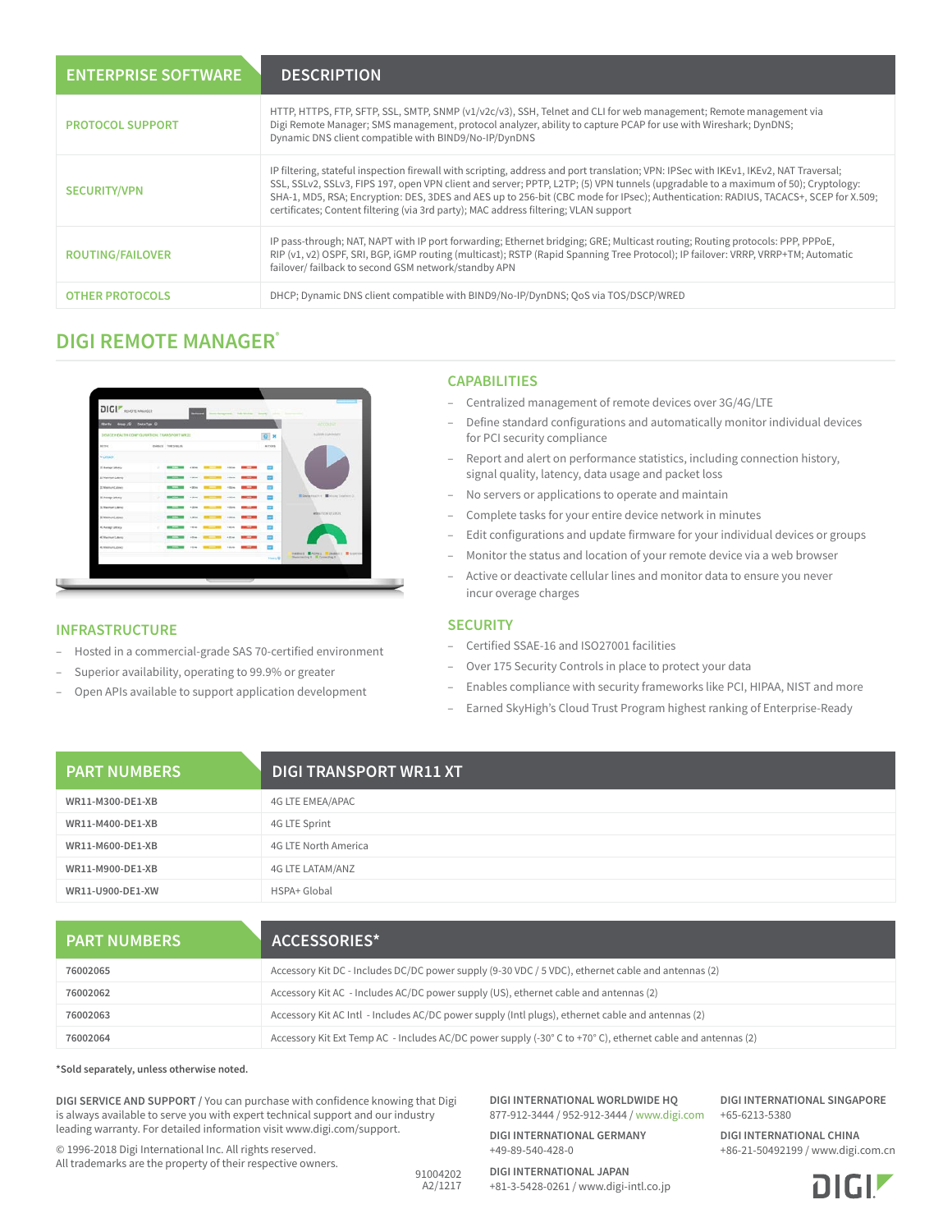| ENTERPRISE SOFTWARE | DESCRIPTION |
|---|---|
| PROTOCOL SUPPORT | HTTP, HTTPS, FTP, SFTP, SSL, SMTP, SNMP (v1/v2c/v3), SSH, Telnet and CLI for web management; Remote management via Digi Remote Manager; SMS management, protocol analyzer, ability to capture PCAP for use with Wireshark; DynDNS; Dynamic DNS client compatible with BIND9/No-IP/DynDNS |
| SECURITY/VPN | IP filtering, stateful inspection firewall with scripting, address and port translation; VPN: IPSec with IKEv1, IKEv2, NAT Traversal; SSL, SSLv2, SSLv3, FIPS 197, open VPN client and server; PPTP, L2TP; (5) VPN tunnels (upgradable to a maximum of 50); Cryptology: SHA-1, MD5, RSA; Encryption: DES, 3DES and AES up to 256-bit (CBC mode for IPsec); Authentication: RADIUS, TACACS+, SCEP for X.509; certificates; Content filtering (via 3rd party); MAC address filtering; VLAN support |
| ROUTING/FAILOVER | IP pass-through; NAT, NAPT with IP port forwarding; Ethernet bridging; GRE; Multicast routing; Routing protocols: PPP, PPPoE, RIP (v1, v2) OSPF, SRI, BGP, iGMP routing (multicast); RSTP (Rapid Spanning Tree Protocol); IP failover: VRRP, VRRP+TM; Automatic failover/ failback to second GSM network/standby APN |
| OTHER PROTOCOLS | DHCP; Dynamic DNS client compatible with BIND9/No-IP/DynDNS; QoS via TOS/DSCP/WRED |

## DIGI REMOTE MANAGER®

### CAPABILITIES

- Centralized management of remote devices over 3G/4G/LTE
- Define standard configurations and automatically monitor individual devices for PCI security compliance
- Report and alert on performance statistics, including connection history, signal quality, latency, data usage and packet loss
- No servers or applications to operate and maintain
- Complete tasks for your entire device network in minutes
- Edit configurations and update firmware for your individual devices or groups
- Monitor the status and location of your remote device via a web browser
- Active or deactivate cellular lines and monitor data to ensure you never incur overage charges

### INFRASTRUCTURE

- Hosted in a commercial-grade SAS 70-certified environment
- Superior availability, operating to 99.9% or greater
- Open APIs available to support application development

### SECURITY

- Certified SSAE-16 and ISO27001 facilities
- Over 175 Security Controls in place to protect your data
- Enables compliance with security frameworks like PCI, HIPAA, NIST and more
- Earned SkyHigh's Cloud Trust Program highest ranking of Enterprise-Ready

| PART NUMBERS | DIGI TRANSPORT WR11 XT |
|---|---|
| WR11-M300-DE1-XB | 4G LTE EMEA/APAC |
| WR11-M400-DE1-XB | 4G LTE Sprint |
| WR11-M600-DE1-XB | 4G LTE North America |
| WR11-M900-DE1-XB | 4G LTE LATAM/ANZ |
| WR11-U900-DE1-XW | HSPA+ Global |

| PART NUMBERS | ACCESSORIES* |
|---|---|
| 76002065 | Accessory Kit DC - Includes DC/DC power supply (9-30 VDC / 5 VDC), ethernet cable and antennas (2) |
| 76002062 | Accessory Kit AC - Includes AC/DC power supply (US), ethernet cable and antennas (2) |
| 76002063 | Accessory Kit AC Intl - Includes AC/DC power supply (Intl plugs), ethernet cable and antennas (2) |
| 76002064 | Accessory Kit Ext Temp AC - Includes AC/DC power supply (-30° C to +70° C), ethernet cable and antennas (2) |

**\*Sold separately, unless otherwise noted.**

**DIGI SERVICE AND SUPPORT** / You can purchase with confidence knowing that Digi is always available to serve you with expert technical support and our industry leading warranty. For detailed information visit www.digi.com/support.

© 1996-2018 Digi International Inc. All rights reserved.
All trademarks are the property of their respective owners.

91004202
A2/1217

**DIGI INTERNATIONAL WORLDWIDE HQ**
877-912-3444 / 952-912-3444 / www.digi.com

**DIGI INTERNATIONAL GERMANY**
+49-89-540-428-0

**DIGI INTERNATIONAL JAPAN**
+81-3-5428-0261 / www.digi-intl.co.jp

**DIGI INTERNATIONAL SINGAPORE**
+65-6213-5380

**DIGI INTERNATIONAL CHINA**
+86-21-50492199 / www.digi.com.cn